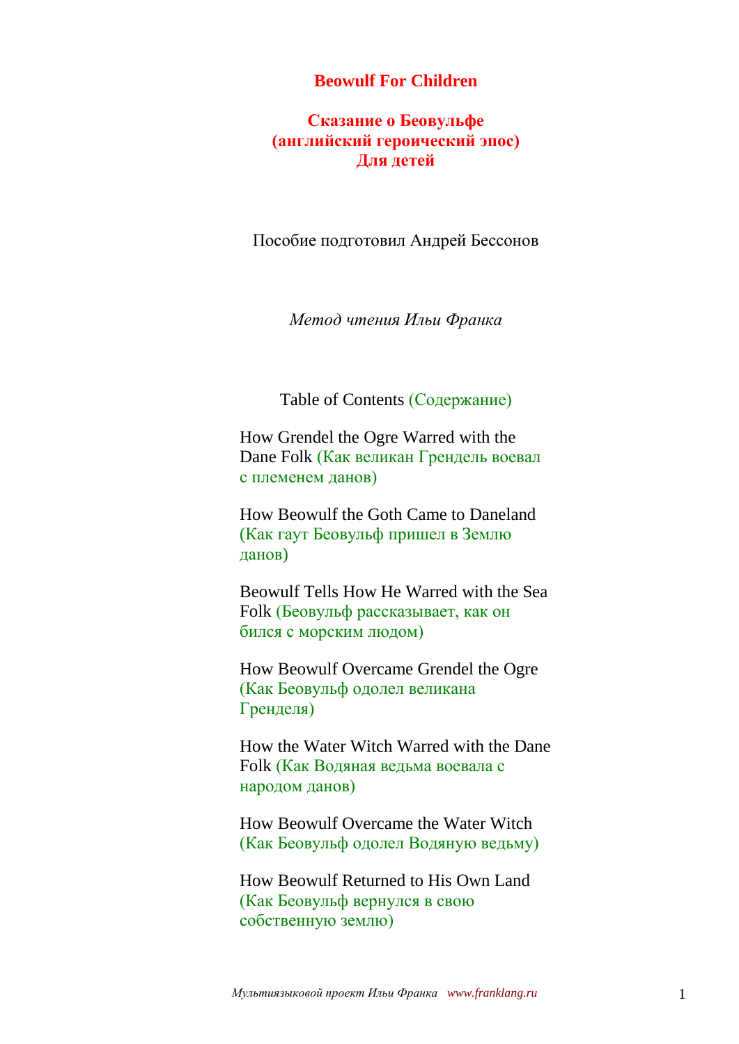# Beowulf For Children

## Сказание о Беовульфе (английский героический эпос) Для детей

Пособие подготовил Андрей Бессонов

*Метод чтения Ильи Франка*

Table of Contents (Содержание)

How Grendel the Ogre Warred with the Dane Folk (Как великан Грендель воевал с племенем данов)

How Beowulf the Goth Came to Daneland (Как гаут Беовульф пришел в Землю данов)

Beowulf Tells How He Warred with the Sea Folk (Беовульф рассказывает, как он бился с морским людом)

How Beowulf Overcame Grendel the Ogre (Как Беовульф одолел великана Гренделя)

How the Water Witch Warred with the Dane Folk (Как Водяная ведьма воевала с народом данов)

How Beowulf Overcame the Water Witch (Как Беовульф одолел Водяную ведьму)

How Beowulf Returned to His Own Land (Как Беовульф вернулся в свою собственную землю)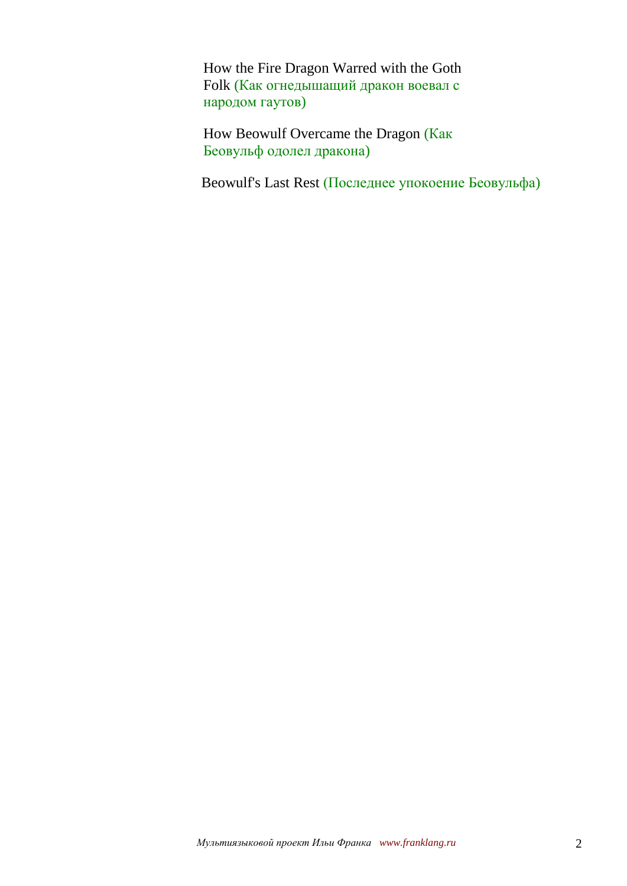How the Fire Dragon Warred with the Goth Folk (Как огнедышащий дракон воевал с народом гаутов)

How Beowulf Overcame the Dragon (Как Беовульф одолел дракона)

Beowulf's Last Rest (Последнее упокоение Беовульфа)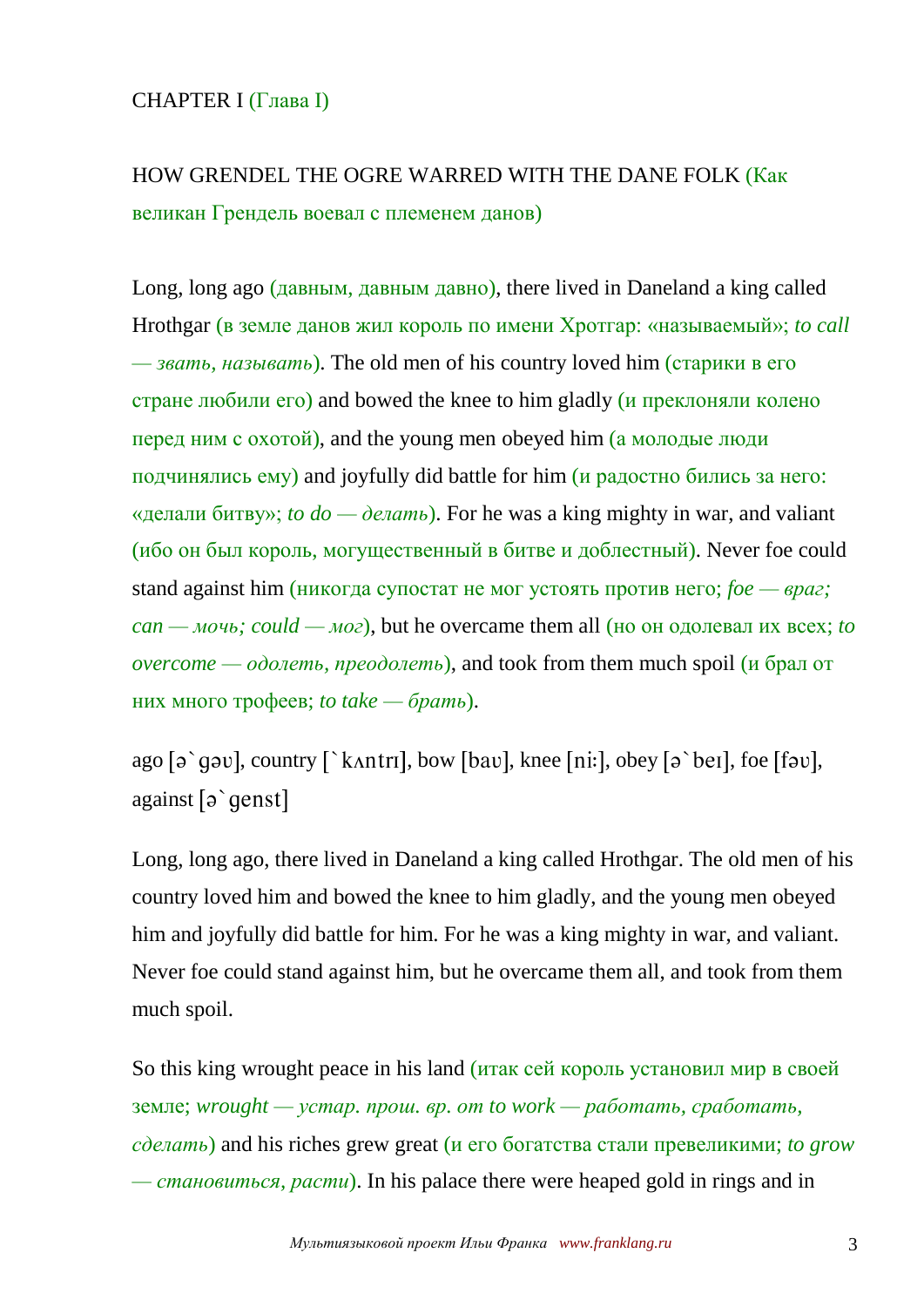CHAPTER I (Глава I)

HOW GRENDEL THE OGRE WARRED WITH THE DANE FOLK (Как великан Грендель воевал с племенем данов)

Long, long ago (давным, давным давно), there lived in Daneland a king called Hrothgar (в земле данов жил король по имени Хротгар: «называемый»; *to call — звать, называть*). The old men of his country loved him (старики в его стране любили его) and bowed the knee to him gladly (и преклоняли колено перед ним с охотой), and the young men obeyed him (а молодые люди подчинялись ему) and joyfully did battle for him (и радостно бились за него: «делали битву»; *to do — делать*). For he was a king mighty in war, and valiant (ибо он был король, могущественный в битве и доблестный). Never foe could stand against him (никогда супостат не мог устоять против него; *foe — враг; can — мочь; could — мог*), but he overcame them all (но он одолевал их всех; *to overcome — одолеть, преодолеть*), and took from them much spoil (и брал от них много трофеев; *to take — брать*).

ago [ə`gəʊ], country [`kʌntrɪ], bow [baʊ], knee [ni:], obey [ə`beɪ], foe [fəʊ], against [ə`genst]

Long, long ago, there lived in Daneland a king called Hrothgar. The old men of his country loved him and bowed the knee to him gladly, and the young men obeyed him and joyfully did battle for him. For he was a king mighty in war, and valiant. Never foe could stand against him, but he overcame them all, and took from them much spoil.

So this king wrought peace in his land (итак сей король установил мир в своей земле; *wrought — устар. прош. вр. от to work — работать, сработать, сделать*) and his riches grew great (и его богатства стали превеликими; *to grow — становиться, расти*). In his palace there were heaped gold in rings and in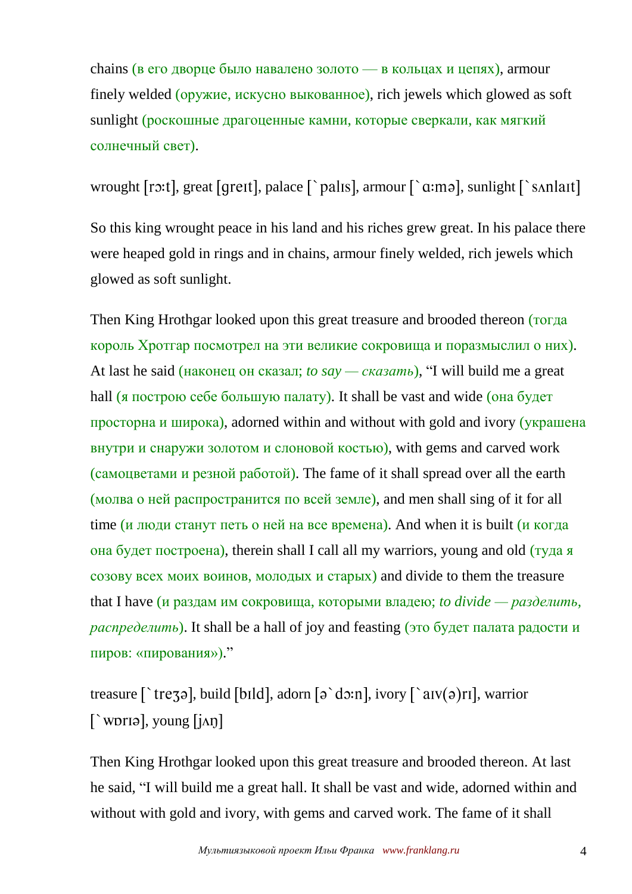chains (в его дворце было навалено золото — в кольцах и цепях), armour finely welded (оружие, искусно выкованное), rich jewels which glowed as soft sunlight (роскошные драгоценные камни, которые сверкали, как мягкий солнечный свет).

wrought [rɔ:t], great [greɪt], palace [`palɪs], armour [`ɑ:mə], sunlight [`sʌnlaɪt]

So this king wrought peace in his land and his riches grew great. In his palace there were heaped gold in rings and in chains, armour finely welded, rich jewels which glowed as soft sunlight.

Then King Hrothgar looked upon this great treasure and brooded thereon (тогда король Хротгар посмотрел на эти великие сокровища и поразмыслил о них). At last he said (наконец он сказал; *to say — сказать*), "I will build me a great hall (я построю себе большую палату). It shall be vast and wide (она будет просторна и широка), adorned within and without with gold and ivory (украшена внутри и снаружи золотом и слоновой костью), with gems and carved work (самоцветами и резной работой). The fame of it shall spread over all the earth (молва о ней распространится по всей земле), and men shall sing of it for all time (и люди станут петь о ней на все времена). And when it is built (и когда она будет построена), therein shall I call all my warriors, young and old (туда я созову всех моих воинов, молодых и старых) and divide to them the treasure that I have (и раздам им сокровища, которыми владею; *to divide — разделить, распределить*). It shall be a hall of joy and feasting (это будет палата радости и пиров: «пирования»)."

treasure [`treʒə], build [bɪld], adorn [ə`dɔ:n], ivory [`aɪv(ə)rɪ], warrior [`wɒrɪə], young [jʌŋ]

Then King Hrothgar looked upon this great treasure and brooded thereon. At last he said, "I will build me a great hall. It shall be vast and wide, adorned within and without with gold and ivory, with gems and carved work. The fame of it shall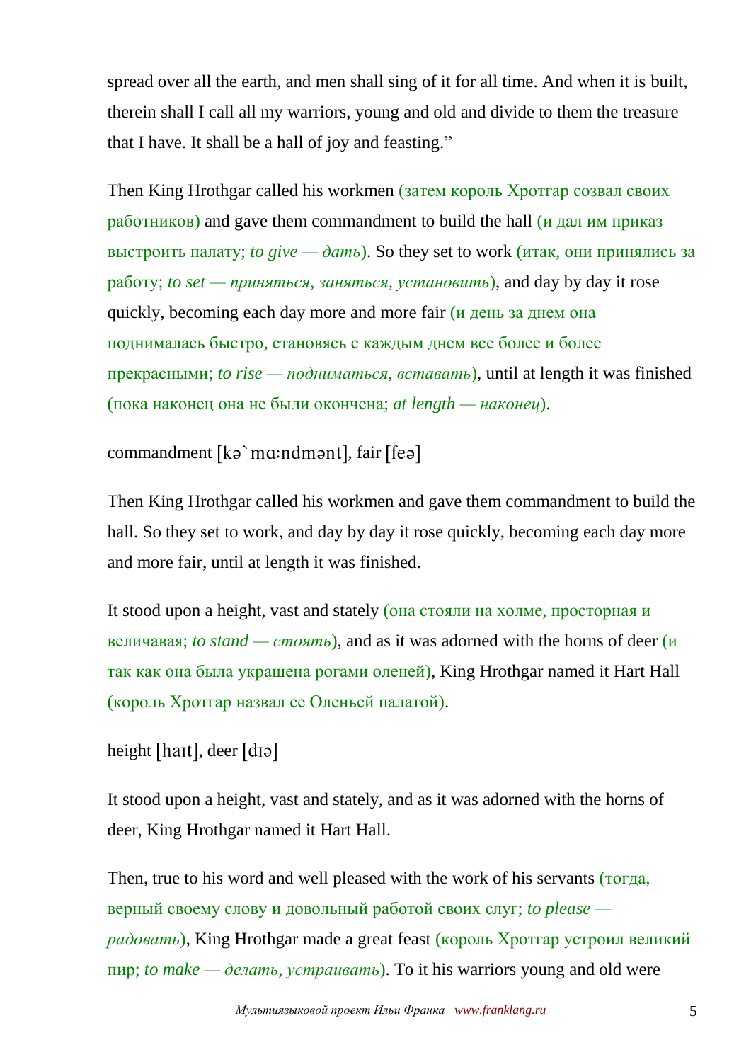spread over all the earth, and men shall sing of it for all time. And when it is built, therein shall I call all my warriors, young and old and divide to them the treasure that I have. It shall be a hall of joy and feasting."

Then King Hrothgar called his workmen (затем король Хротгар созвал своих работников) and gave them commandment to build the hall (и дал им приказ выстроить палату; *to give — дать*). So they set to work (итак, они принялись за работу; *to set — приняться, заняться, установить*), and day by day it rose quickly, becoming each day more and more fair (и день за днем она поднималась быстро, становясь с каждым днем все более и более прекрасными; *to rise — подниматься, вставать*), until at length it was finished (пока наконец она не были окончена; *at length — наконец*).

commandment [kə`mɑ:ndmənt], fair [feə]

Then King Hrothgar called his workmen and gave them commandment to build the hall. So they set to work, and day by day it rose quickly, becoming each day more and more fair, until at length it was finished.

It stood upon a height, vast and stately (она стояли на холме, просторная и величавая; *to stand — стоять*), and as it was adorned with the horns of deer (и так как она была украшена рогами оленей), King Hrothgar named it Hart Hall (король Хротгар назвал ее Оленьей палатой).

height [haɪt], deer [dɪə]

It stood upon a height, vast and stately, and as it was adorned with the horns of deer, King Hrothgar named it Hart Hall.

Then, true to his word and well pleased with the work of his servants (тогда, верный своему слову и довольный работой своих слуг; *to please — радовать*), King Hrothgar made a great feast (король Хротгар устроил великий пир; *to make — делать, устраивать*). To it his warriors young and old were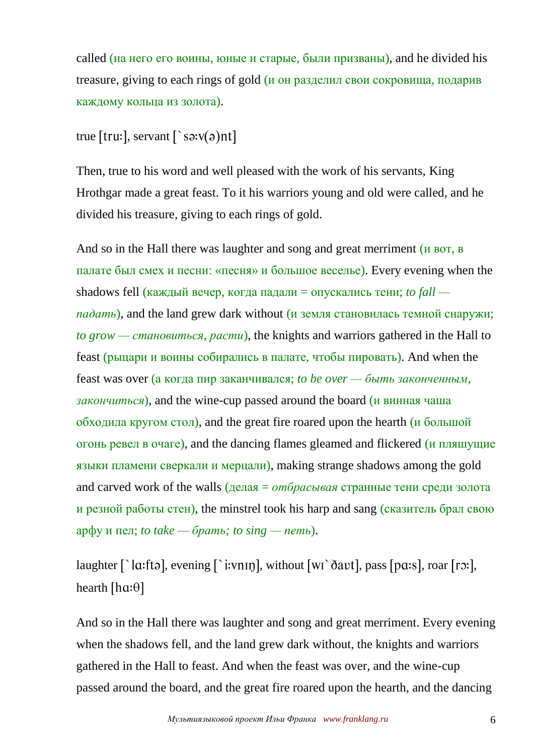called (на него его воины, юные и старые, были призваны), and he divided his treasure, giving to each rings of gold (и он разделил свои сокровища, подарив каждому кольца из золота).

true [truː], servant [`sɜːv(ə)nt]

Then, true to his word and well pleased with the work of his servants, King Hrothgar made a great feast. To it his warriors young and old were called, and he divided his treasure, giving to each rings of gold.

And so in the Hall there was laughter and song and great merriment (и вот, в палате был смех и песни: «песня» и большое веселье). Every evening when the shadows fell (каждый вечер, когда падали = опускались тени; *to fall — падать*), and the land grew dark without (и земля становилась темной снаружи; *to grow — становиться, расти*), the knights and warriors gathered in the Hall to feast (рыцари и воины собирались в палате, чтобы пировать). And when the feast was over (а когда пир заканчивался; *to be over — быть законченным, закончиться*), and the wine-cup passed around the board (и винная чаша обходила кругом стол), and the great fire roared upon the hearth (и большой огонь ревел в очаге), and the dancing flames gleamed and flickered (и пляшущие языки пламени сверкали и мерцали), making strange shadows among the gold and carved work of the walls (делая = *отбрасывая* странные тени среди золота и резной работы стен), the minstrel took his harp and sang (сказитель брал свою арфу и пел; *to take — брать; to sing — петь*).

laughter [`lɑːftə], evening [`iːvnɪŋ], without [wɪ`ðaʊt], pass [pɑːs], roar [rɔː], hearth [hɑːθ]

And so in the Hall there was laughter and song and great merriment. Every evening when the shadows fell, and the land grew dark without, the knights and warriors gathered in the Hall to feast. And when the feast was over, and the wine-cup passed around the board, and the great fire roared upon the hearth, and the dancing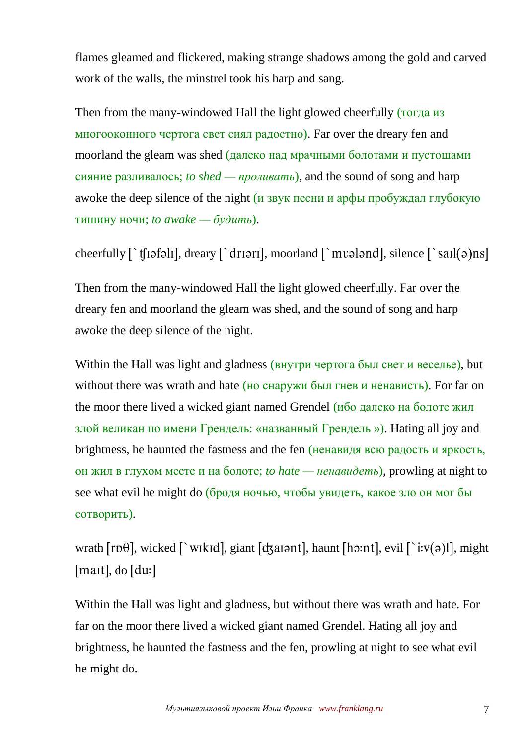flames gleamed and flickered, making strange shadows among the gold and carved work of the walls, the minstrel took his harp and sang.

Then from the many-windowed Hall the light glowed cheerfully (тогда из многооконного чертога свет сиял радостно). Far over the dreary fen and moorland the gleam was shed (далеко над мрачными болотами и пустошами сияние разливалось; *to shed — проливать*), and the sound of song and harp awoke the deep silence of the night (и звук песни и арфы пробуждал глубокую тишину ночи; *to awake — будить*).

cheerfully [`ʧɪəfəlɪ], dreary [`drɪərɪ], moorland [`mʊələnd], silence [`saɪl(ə)ns]

Then from the many-windowed Hall the light glowed cheerfully. Far over the dreary fen and moorland the gleam was shed, and the sound of song and harp awoke the deep silence of the night.

Within the Hall was light and gladness (внутри чертога был свет и веселье), but without there was wrath and hate (но снаружи был гнев и ненависть). For far on the moor there lived a wicked giant named Grendel (ибо далеко на болоте жил злой великан по имени Грендель: «названный Грендель »). Hating all joy and brightness, he haunted the fastness and the fen (ненавидя всю радость и яркость, он жил в глухом месте и на болоте; *to hate — ненавидеть*), prowling at night to see what evil he might do (бродя ночью, чтобы увидеть, какое зло он мог бы сотворить).

wrath [rɒθ], wicked [`wɪkɪd], giant [ʤaɪənt], haunt [hɔ:nt], evil [`i:v(ə)l], might [maɪt], do [du:]

Within the Hall was light and gladness, but without there was wrath and hate. For far on the moor there lived a wicked giant named Grendel. Hating all joy and brightness, he haunted the fastness and the fen, prowling at night to see what evil he might do.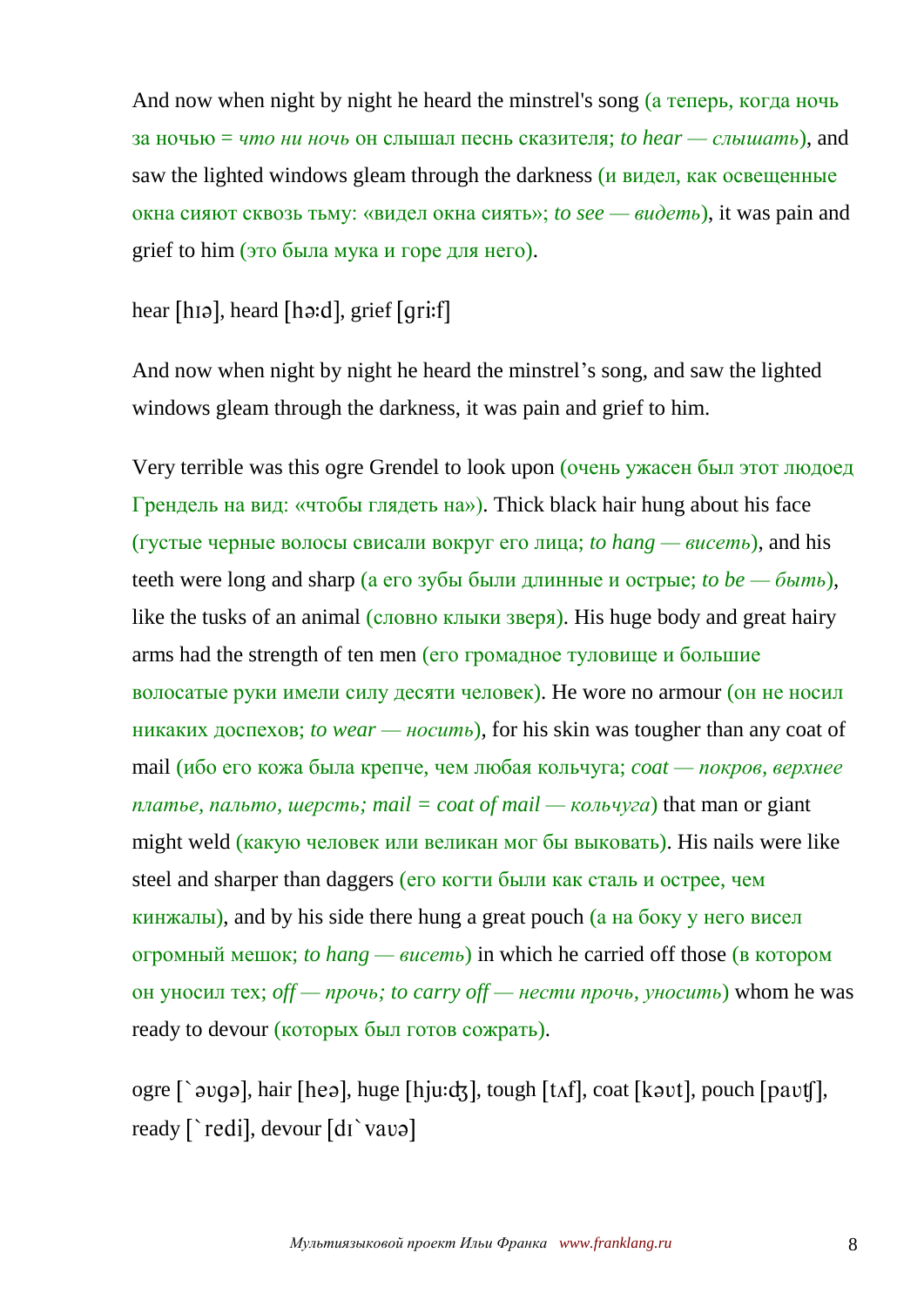And now when night by night he heard the minstrel's song (а теперь, когда ночь за ночью = *что ни ночь* он слышал песнь сказителя; *to hear — слышать*), and saw the lighted windows gleam through the darkness (и видел, как освещенные окна сияют сквозь тьму: «видел окна сиять»; *to see — видеть*), it was pain and grief to him (это была мука и горе для него).

hear [hɪə], heard [hɜːd], grief [ɡriːf]

And now when night by night he heard the minstrel's song, and saw the lighted windows gleam through the darkness, it was pain and grief to him.

Very terrible was this ogre Grendel to look upon (очень ужасен был этот людоед Грендель на вид: «чтобы глядеть на»). Thick black hair hung about his face (густые черные волосы свисали вокруг его лица; *to hang — висеть*), and his teeth were long and sharp (а его зубы были длинные и острые; *to be — быть*), like the tusks of an animal (словно клыки зверя). His huge body and great hairy arms had the strength of ten men (его громадное туловище и большие волосатые руки имели силу десяти человек). He wore no armour (он не носил никаких доспехов; *to wear — носить*), for his skin was tougher than any coat of mail (ибо его кожа была крепче, чем любая кольчуга; *coat — покров, верхнее платье, пальто, шерсть; mail = coat of mail — кольчуга*) that man or giant might weld (какую человек или великан мог бы выковать). His nails were like steel and sharper than daggers (его когти были как сталь и острее, чем кинжалы), and by his side there hung a great pouch (а на боку у него висел огромный мешок; *to hang — висеть*) in which he carried off those (в котором он уносил тех; *off — прочь; to carry off — нести прочь, уносить*) whom he was ready to devour (которых был готов сожрать).

ogre [`əʊɡə], hair [heə], huge [hjuːʤ], tough [tʌf], coat [kəʊt], pouch [paʊʧ], ready [`redi], devour [dɪ`vaʊə]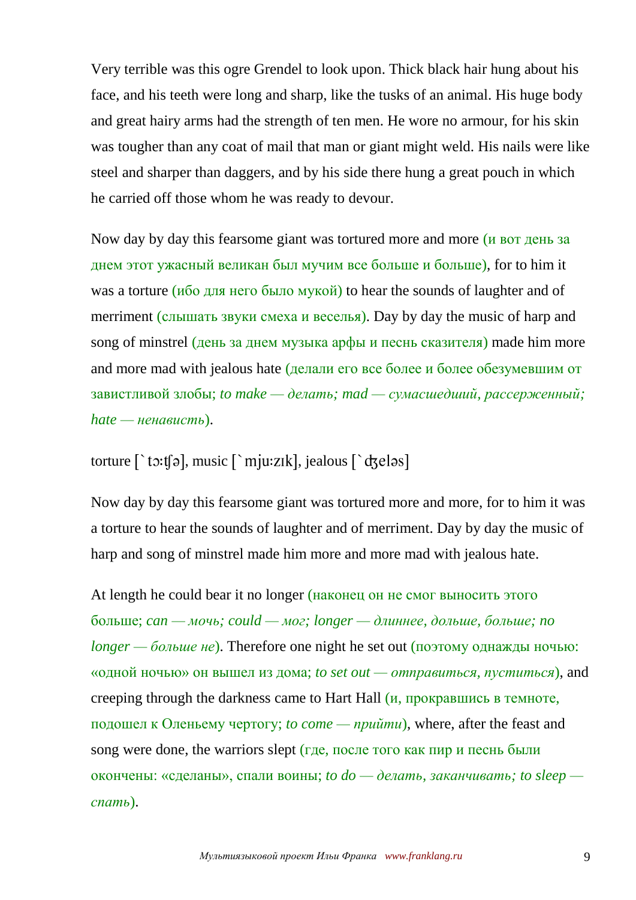Very terrible was this ogre Grendel to look upon. Thick black hair hung about his face, and his teeth were long and sharp, like the tusks of an animal. His huge body and great hairy arms had the strength of ten men. He wore no armour, for his skin was tougher than any coat of mail that man or giant might weld. His nails were like steel and sharper than daggers, and by his side there hung a great pouch in which he carried off those whom he was ready to devour.

Now day by day this fearsome giant was tortured more and more (и вот день за днем этот ужасный великан был мучим все больше и больше), for to him it was a torture (ибо для него было мукой) to hear the sounds of laughter and of merriment (слышать звуки смеха и веселья). Day by day the music of harp and song of minstrel (день за днем музыка арфы и песнь сказителя) made him more and more mad with jealous hate (делали его все более и более обезумевшим от завистливой злобы; *to make — делать; mad — сумасшедший, рассерженный; hate — ненависть*).

torture [`tɔːʧə], music [`mjuːzɪk], jealous [`ʤeləs]

Now day by day this fearsome giant was tortured more and more, for to him it was a torture to hear the sounds of laughter and of merriment. Day by day the music of harp and song of minstrel made him more and more mad with jealous hate.

At length he could bear it no longer (наконец он не смог выносить этого больше; *can — мочь; could — мог; longer — длиннее, дольше, больше; no longer — больше не*). Therefore one night he set out (поэтому однажды ночью: «одной ночью» он вышел из дома; *to set out — отправиться, пуститься*), and creeping through the darkness came to Hart Hall (и, прокравшись в темноте, подошел к Оленьему чертогу; *to come — прийти*), where, after the feast and song were done, the warriors slept (где, после того как пир и песнь были окончены: «сделаны», спали воины; *to do — делать, заканчивать; to sleep — спать*).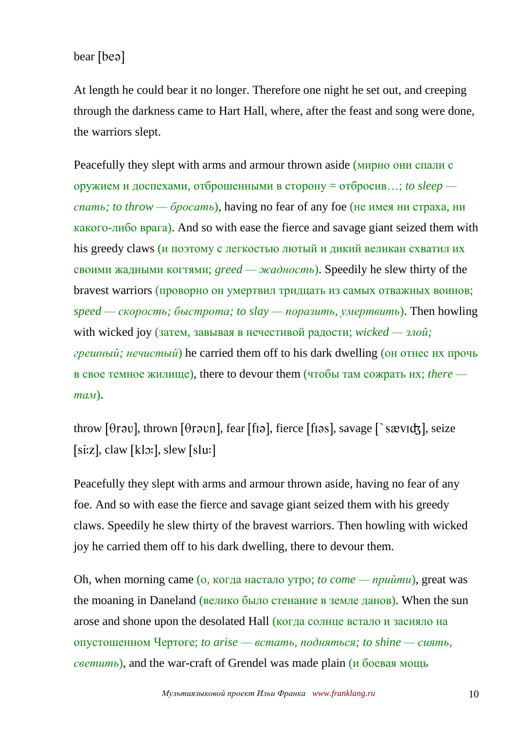bear [beə]

At length he could bear it no longer. Therefore one night he set out, and creeping through the darkness came to Hart Hall, where, after the feast and song were done, the warriors slept.

Peacefully they slept with arms and armour thrown aside (мирно они спали с оружием и доспехами, отброшенными в сторону = отбросив…; *to sleep — спать; to throw — бросать*), having no fear of any foe (не имея ни страха, ни какого-либо врага). And so with ease the fierce and savage giant seized them with his greedy claws (и поэтому с легкостью лютый и дикий великан схватил их своими жадными когтями; *greed — жадность*). Speedily he slew thirty of the bravest warriors (проворно он умертвил тридцать из самых отважных воинов; *speed — скорость; быстрота; to slay — поразить, умертвить*). Then howling with wicked joy (затем, завывая в нечестивой радости; *wicked — злой; грешный; нечистый*) he carried them off to his dark dwelling (он отнес их прочь в свое темное жилище), there to devour them (чтобы там сожрать их; *there — там*).

throw [θrəʊ], thrown [θrəʊn], fear [fɪə], fierce [fɪəs], savage [`sævɪʤ], seize [si:z], claw [klɔ:], slew [slu:]

Peacefully they slept with arms and armour thrown aside, having no fear of any foe. And so with ease the fierce and savage giant seized them with his greedy claws. Speedily he slew thirty of the bravest warriors. Then howling with wicked joy he carried them off to his dark dwelling, there to devour them.

Oh, when morning came (о, когда настало утро; *to come — прийти*), great was the moaning in Daneland (велико было стенание в земле данов). When the sun arose and shone upon the desolated Hall (когда солнце встало и засияло на опустошенном Чертоге; *to arise — встать, подняться; to shine — сиять, светить*), and the war-craft of Grendel was made plain (и боевая мощь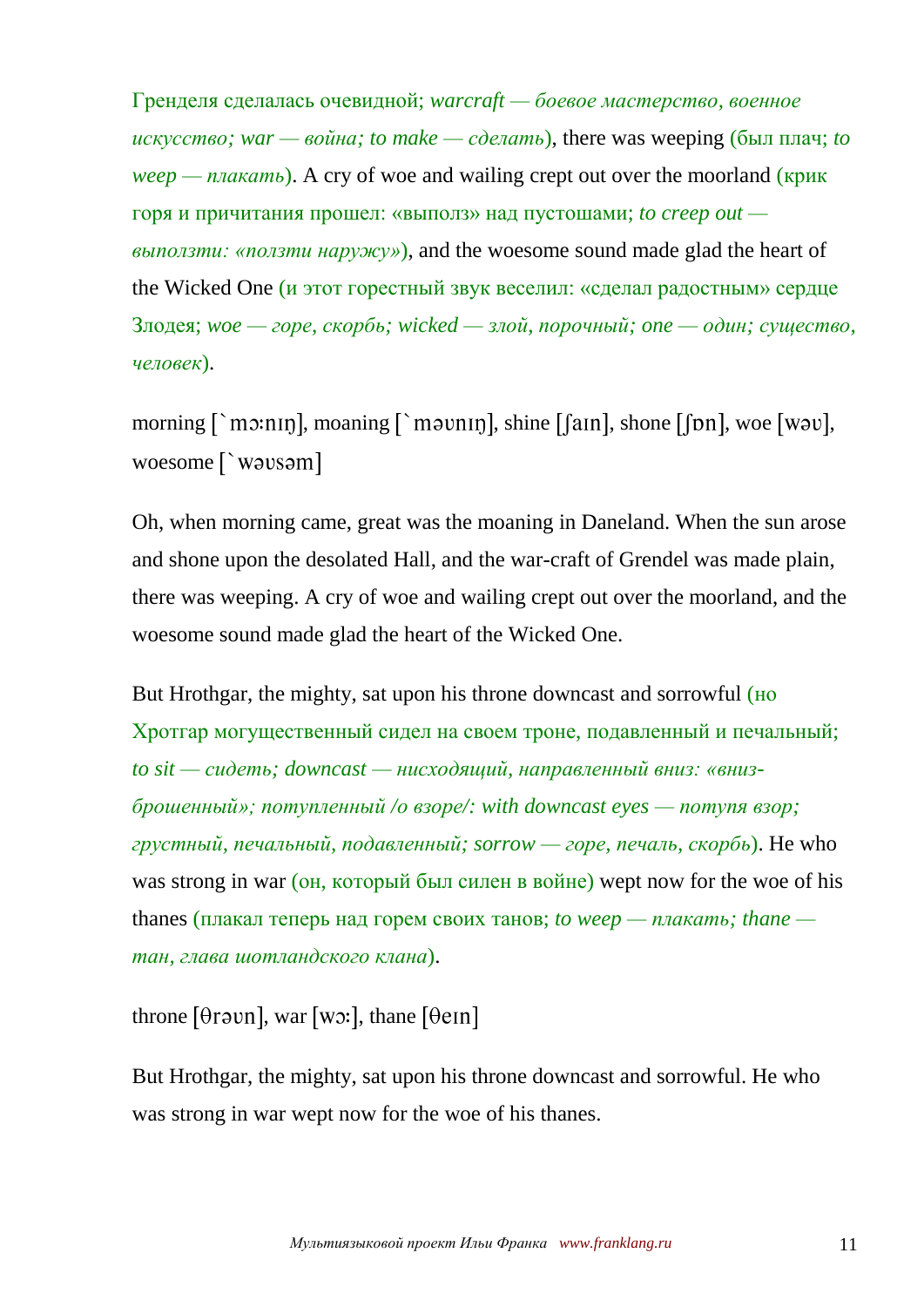Гренделя сделалась очевидной; *warcraft — боевое мастерство, военное искусство; war — война; to make — сделать*), there was weeping (был плач; *to weep — плакать*). A cry of woe and wailing crept out over the moorland (крик горя и причитания прошел: «выполз» над пустошами; *to creep out — выползти: «ползти наружу»*), and the woesome sound made glad the heart of the Wicked One (и этот горестный звук веселил: «сделал радостным» сердце Злодея; *woe — горе, скорбь; wicked — злой, порочный; one — один; существо, человек*).

morning [`mɔ:nɪŋ], moaning [`məʊnɪŋ], shine [ʃaɪn], shone [ʃɒn], woe [wəʊ], woesome [`wəʊsəm]

Oh, when morning came, great was the moaning in Daneland. When the sun arose and shone upon the desolated Hall, and the war-craft of Grendel was made plain, there was weeping. A cry of woe and wailing crept out over the moorland, and the woesome sound made glad the heart of the Wicked One.

But Hrothgar, the mighty, sat upon his throne downcast and sorrowful (но Хротгар могущественный сидел на своем троне, подавленный и печальный; *to sit — сидеть; downcast — нисходящий, направленный вниз: «вниз-брошенный»; потупленный /о взоре/: with downcast eyes — потупя взор; грустный, печальный, подавленный; sorrow — горе, печаль, скорбь*). He who was strong in war (он, который был силен в войне) wept now for the woe of his thanes (плакал теперь над горем своих танов; *to weep — плакать; thane — тан, глава шотландского клана*).

throne [θrəʊn], war [wɔ:], thane [θeɪn]

But Hrothgar, the mighty, sat upon his throne downcast and sorrowful. He who was strong in war wept now for the woe of his thanes.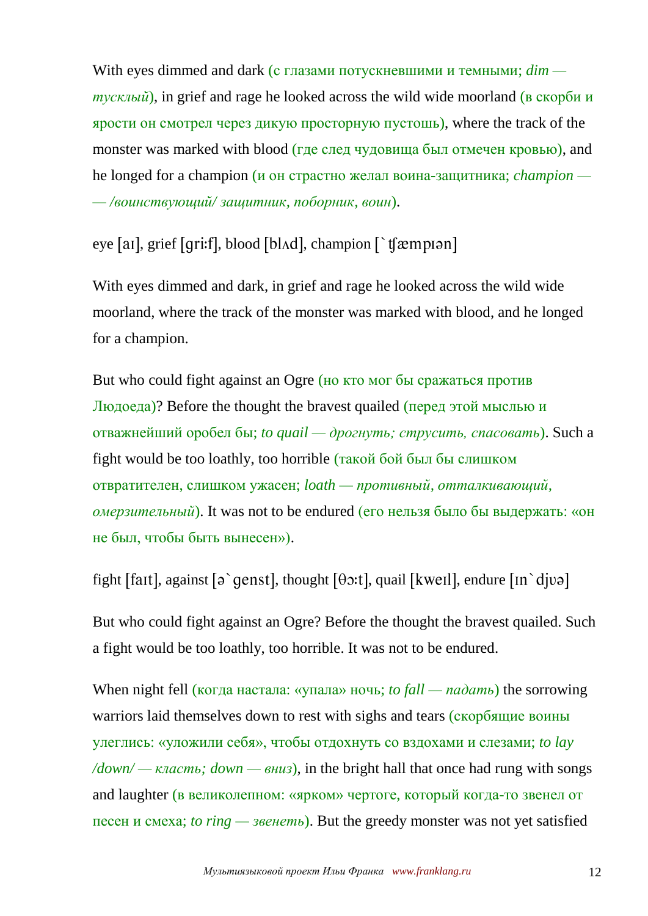With eyes dimmed and dark (с глазами потускневшими и темными; *dim — тусклый*), in grief and rage he looked across the wild wide moorland (в скорби и ярости он смотрел через дикую просторную пустошь), where the track of the monster was marked with blood (где след чудовища был отмечен кровью), and he longed for a champion (и он страстно желал воина-защитника; *champion — — /воинствующий/ защитник, поборник, воин*).

eye [aɪ], grief [griːf], blood [blʌd], champion [`ʧæmpɪən]

With eyes dimmed and dark, in grief and rage he looked across the wild wide moorland, where the track of the monster was marked with blood, and he longed for a champion.

But who could fight against an Ogre (но кто мог бы сражаться против Людоеда)? Before the thought the bravest quailed (перед этой мыслью и отважнейший оробел бы; *to quail — дрогнуть; струсить, спасовать*). Such a fight would be too loathly, too horrible (такой бой был бы слишком отвратителен, слишком ужасен; *loath — противный, отталкивающий, омерзительный*). It was not to be endured (его нельзя было бы выдержать: «он не был, чтобы быть вынесен»).

fight [faɪt], against [ə`genst], thought [θɔːt], quail [kweɪl], endure [ɪn`djʊə]

But who could fight against an Ogre? Before the thought the bravest quailed. Such a fight would be too loathly, too horrible. It was not to be endured.

When night fell (когда настала: «упала» ночь; *to fall — падать*) the sorrowing warriors laid themselves down to rest with sighs and tears (скорбящие воины улеглись: «уложили себя», чтобы отдохнуть со вздохами и слезами; *to lay /down/ — класть; down — вниз*), in the bright hall that once had rung with songs and laughter (в великолепном: «ярком» чертоге, который когда-то звенел от песен и смеха; *to ring — звенеть*). But the greedy monster was not yet satisfied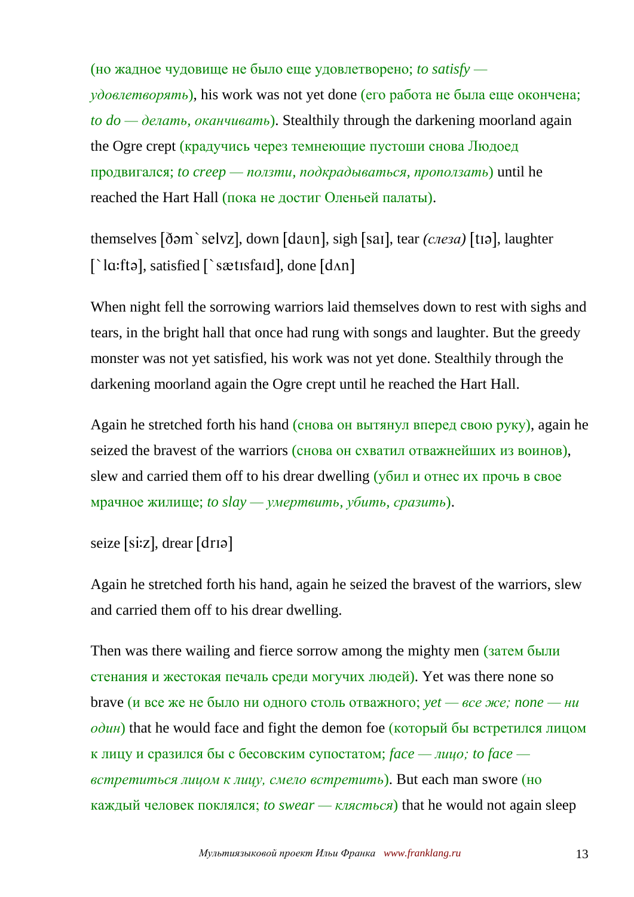(но жадное чудовище не было еще удовлетворено; *to satisfy — удовлетворять*), his work was not yet done (его работа не была еще окончена; *to do — делать, оканчивать*). Stealthily through the darkening moorland again the Ogre crept (крадучись через темнеющие пустоши снова Людоед продвигался; *to creep — ползти, подкрадываться, проползать*) until he reached the Hart Hall (пока не достиг Оленьей палаты).

themselves [ðəm`selvz], down [daʊn], sigh [saɪ], tear *(слеза)* [tɪə], laughter [`lɑ:ftə], satisfied [`sætɪsfaɪd], done [dʌn]

When night fell the sorrowing warriors laid themselves down to rest with sighs and tears, in the bright hall that once had rung with songs and laughter. But the greedy monster was not yet satisfied, his work was not yet done. Stealthily through the darkening moorland again the Ogre crept until he reached the Hart Hall.

Again he stretched forth his hand (снова он вытянул вперед свою руку), again he seized the bravest of the warriors (снова он схватил отважнейших из воинов), slew and carried them off to his drear dwelling (убил и отнес их прочь в свое мрачное жилище; *to slay — умертвить, убить, сразить*).

seize [si:z], drear [drɪə]

Again he stretched forth his hand, again he seized the bravest of the warriors, slew and carried them off to his drear dwelling.

Then was there wailing and fierce sorrow among the mighty men (затем были стенания и жестокая печаль среди могучих людей). Yet was there none so brave (и все же не было ни одного столь отважного; *yet — все же; none — ни один*) that he would face and fight the demon foe (который бы встретился лицом к лицу и сразился бы с бесовским супостатом; *face — лицо; to face — встретиться лицом к лицу, смело встретить*). But each man swore (но каждый человек поклялся; *to swear — клясться*) that he would not again sleep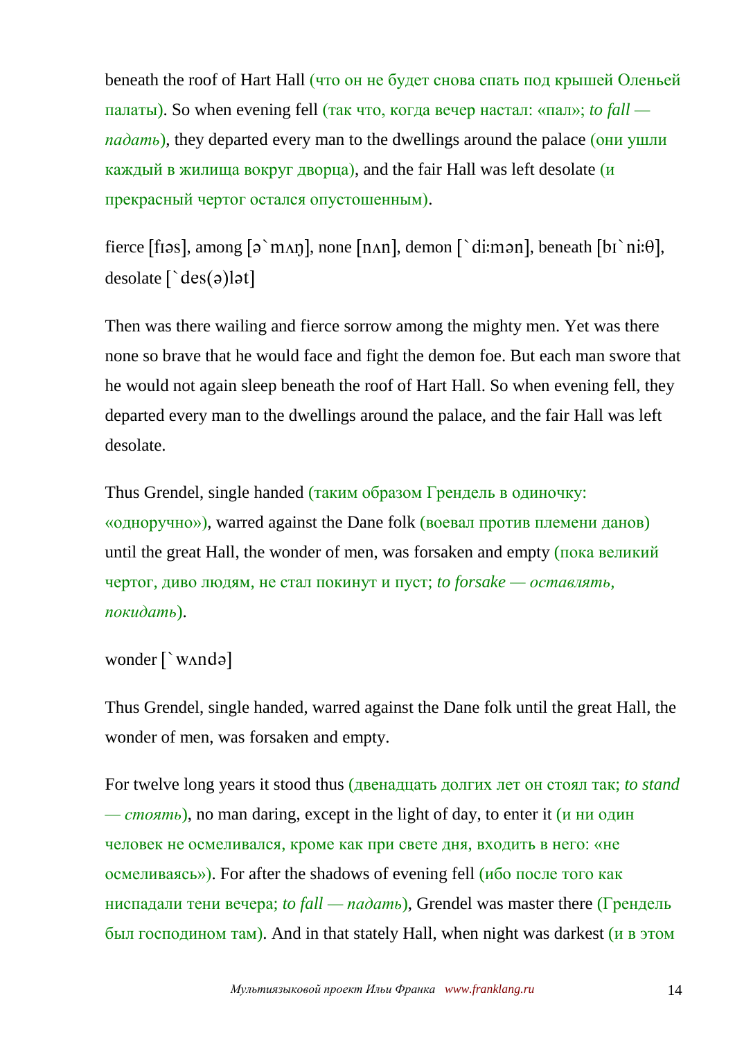beneath the roof of Hart Hall (что он не будет снова спать под крышей Оленьей палаты). So when evening fell (так что, когда вечер настал: «пал»; *to fall — падать*), they departed every man to the dwellings around the palace (они ушли каждый в жилища вокруг дворца), and the fair Hall was left desolate (и прекрасный чертог остался опустошенным).

fierce [fɪəs], among [ə`mʌŋ], none [nʌn], demon [`di:mən], beneath [bɪ`ni:θ], desolate [`des(ə)lət]

Then was there wailing and fierce sorrow among the mighty men. Yet was there none so brave that he would face and fight the demon foe. But each man swore that he would not again sleep beneath the roof of Hart Hall. So when evening fell, they departed every man to the dwellings around the palace, and the fair Hall was left desolate.

Thus Grendel, single handed (таким образом Грендель в одиночку: «одноручно»), warred against the Dane folk (воевал против племени данов) until the great Hall, the wonder of men, was forsaken and empty (пока великий чертог, диво людям, не стал покинут и пуст; *to forsake — оставлять, покидать*).

wonder [`wʌndə]

Thus Grendel, single handed, warred against the Dane folk until the great Hall, the wonder of men, was forsaken and empty.

For twelve long years it stood thus (двенадцать долгих лет он стоял так; *to stand — стоять*), no man daring, except in the light of day, to enter it (и ни один человек не осмеливался, кроме как при свете дня, входить в него: «не осмеливаясь»). For after the shadows of evening fell (ибо после того как ниспадали тени вечера; *to fall — падать*), Grendel was master there (Грендель был господином там). And in that stately Hall, when night was darkest (и в этом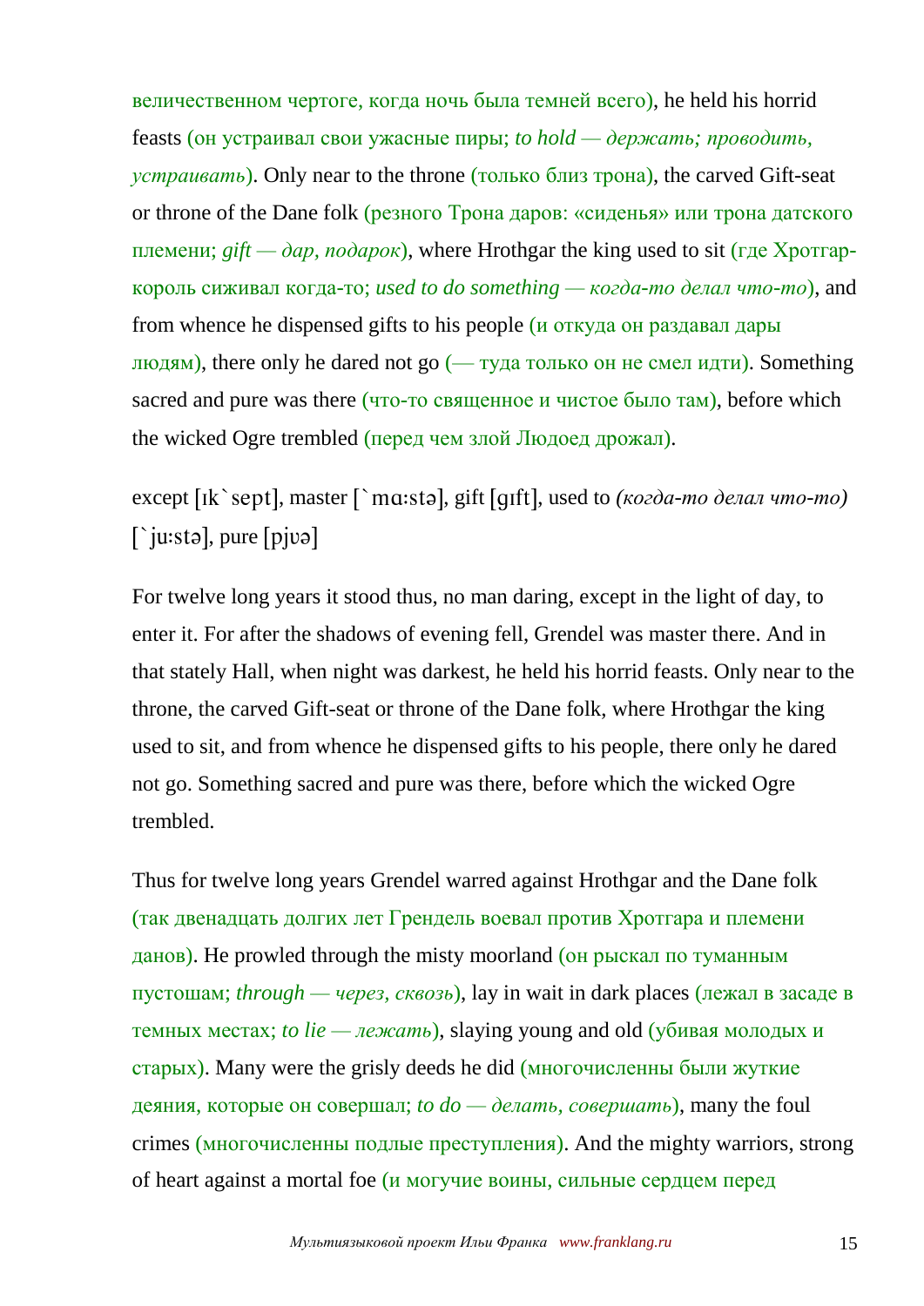величественном чертоге, когда ночь была темней всего), he held his horrid feasts (он устраивал свои ужасные пиры; *to hold — держать; проводить, устраивать*). Only near to the throne (только близ трона), the carved Gift-seat or throne of the Dane folk (резного Трона даров: «сиденья» или трона датского племени; *gift — дар, подарок*), where Hrothgar the king used to sit (где Хротгар-король сиживал когда-то; *used to do something — когда-то делал что-то*), and from whence he dispensed gifts to his people (и откуда он раздавал дары людям), there only he dared not go (— туда только он не смел идти). Something sacred and pure was there (что-то священное и чистое было там), before which the wicked Ogre trembled (перед чем злой Людоед дрожал).

except [ɪk`sept], master [`mɑːstə], gift [gɪft], used to *(когда-то делал что-то)* [`juːstə], pure [pjʊə]

For twelve long years it stood thus, no man daring, except in the light of day, to enter it. For after the shadows of evening fell, Grendel was master there. And in that stately Hall, when night was darkest, he held his horrid feasts. Only near to the throne, the carved Gift-seat or throne of the Dane folk, where Hrothgar the king used to sit, and from whence he dispensed gifts to his people, there only he dared not go. Something sacred and pure was there, before which the wicked Ogre trembled.

Thus for twelve long years Grendel warred against Hrothgar and the Dane folk (так двенадцать долгих лет Грендель воевал против Хротгара и племени данов). He prowled through the misty moorland (он рыскал по туманным пустошам; *through — через, сквозь*), lay in wait in dark places (лежал в засаде в темных местах; *to lie — лежать*), slaying young and old (убивая молодых и старых). Many were the grisly deeds he did (многочисленны были жуткие деяния, которые он совершал; *to do — делать, совершать*), many the foul crimes (многочисленны подлые преступления). And the mighty warriors, strong of heart against a mortal foe (и могучие воины, сильные сердцем перед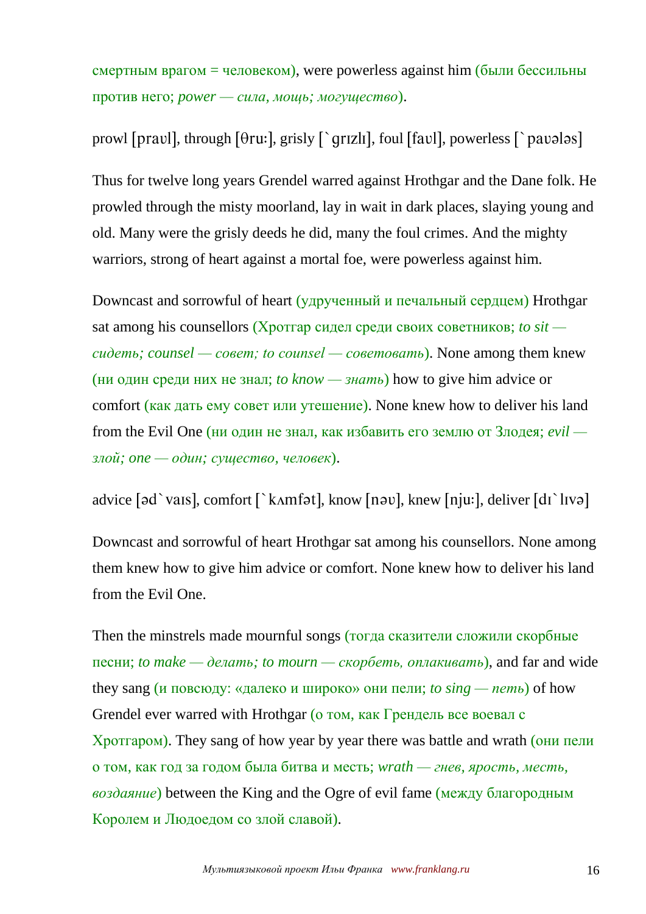смертным врагом = человеком), were powerless against him (были бессильны против него; *power — сила, мощь; могущество*).

prowl [praʊl], through [θruː], grisly [`grɪzlɪ], foul [faʊl], powerless [`paʊələs]

Thus for twelve long years Grendel warred against Hrothgar and the Dane folk. He prowled through the misty moorland, lay in wait in dark places, slaying young and old. Many were the grisly deeds he did, many the foul crimes. And the mighty warriors, strong of heart against a mortal foe, were powerless against him.

Downcast and sorrowful of heart (удрученный и печальный сердцем) Hrothgar sat among his counsellors (Хротгар сидел среди своих советников; *to sit — сидеть; counsel — совет; to counsel — советовать*). None among them knew (ни один среди них не знал; *to know — знать*) how to give him advice or comfort (как дать ему совет или утешение). None knew how to deliver his land from the Evil One (ни один не знал, как избавить его землю от Злодея; *evil — злой; one — один; существо, человек*).

advice [əd`vaɪs], comfort [`kʌmfət], know [nəʊ], knew [njuː], deliver [dɪ`lɪvə]

Downcast and sorrowful of heart Hrothgar sat among his counsellors. None among them knew how to give him advice or comfort. None knew how to deliver his land from the Evil One.

Then the minstrels made mournful songs (тогда сказители сложили скорбные песни; *to make — делать; to mourn — скорбеть, оплакивать*), and far and wide they sang (и повсюду: «далеко и широко» они пели; *to sing — петь*) of how Grendel ever warred with Hrothgar (о том, как Грендель все воевал с Хротгаром). They sang of how year by year there was battle and wrath (они пели о том, как год за годом была битва и месть; *wrath — гнев, ярость, месть, воздаяние*) between the King and the Ogre of evil fame (между благородным Королем и Людоедом со злой славой).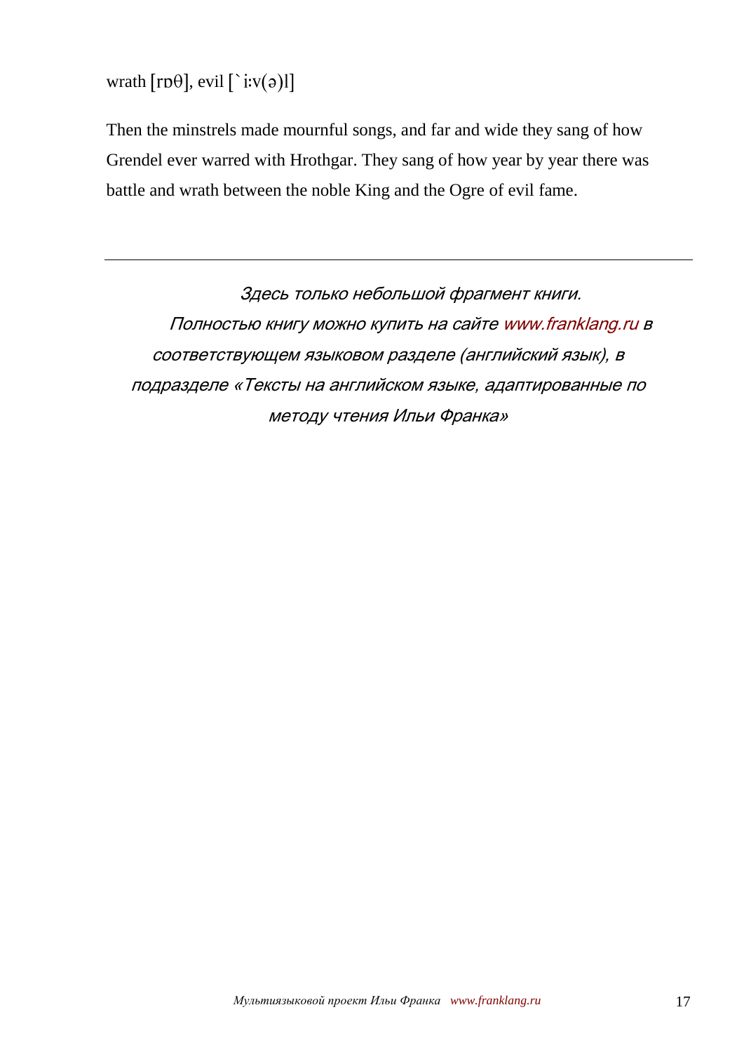wrath [rɒθ], evil [`iːv(ə)l]

Then the minstrels made mournful songs, and far and wide they sang of how Grendel ever warred with Hrothgar. They sang of how year by year there was battle and wrath between the noble King and the Ogre of evil fame.

---

*Здесь только небольшой фрагмент книги.*
*Полностью книгу можно купить на сайте www.franklang.ru в соответствующем языковом разделе (английский язык), в подразделе «Тексты на английском языке, адаптированные по методу чтения Ильи Франка»*